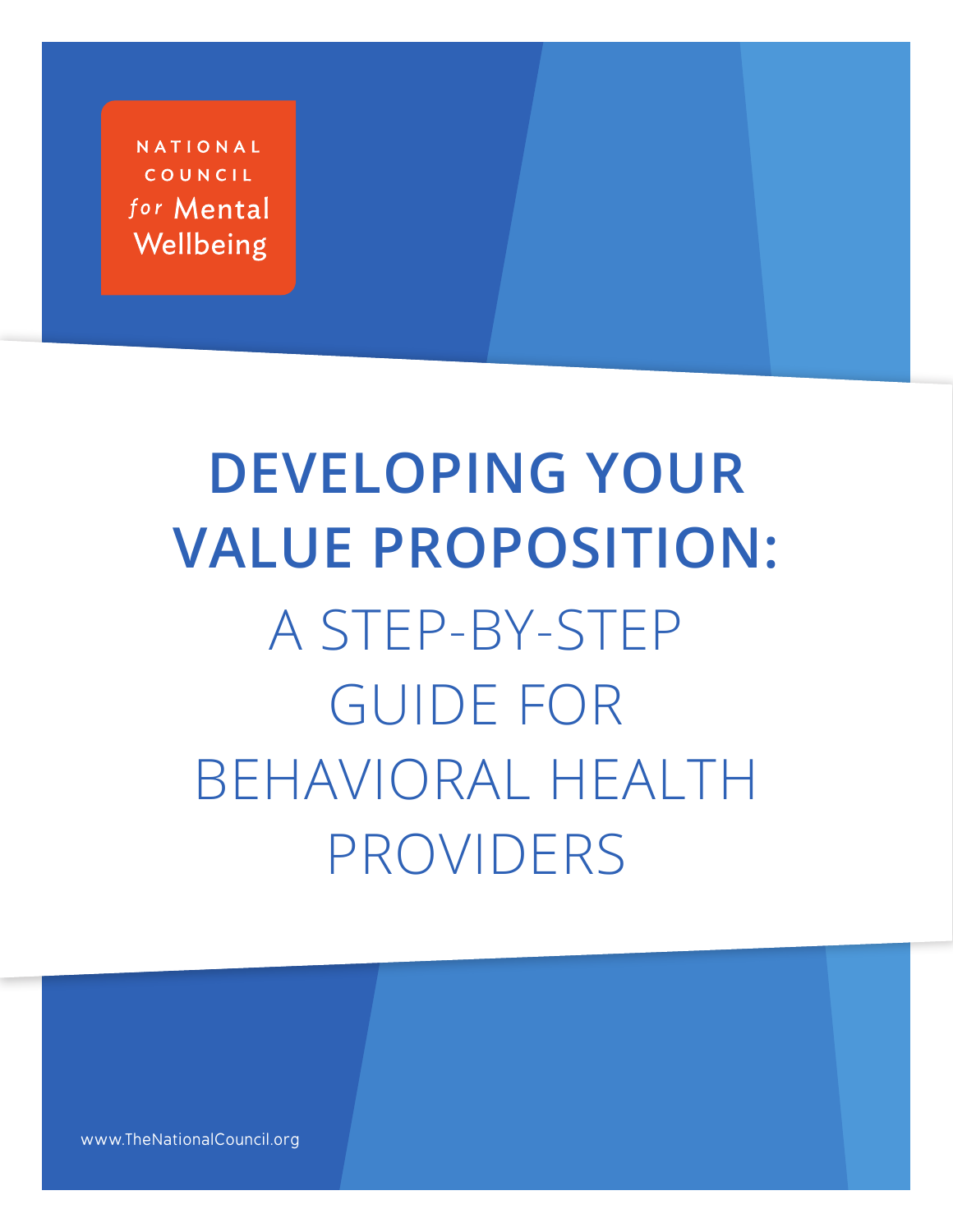NATIONAL COUNCIL *for* Mental Wellbeing

# DEVELOPING YOUR VALUE PROPOSITION:

## A STEP-BY-STEP GUIDE FOR BEHAVIORAL HEALTH PROVIDERS

www.TheNationalCouncil.org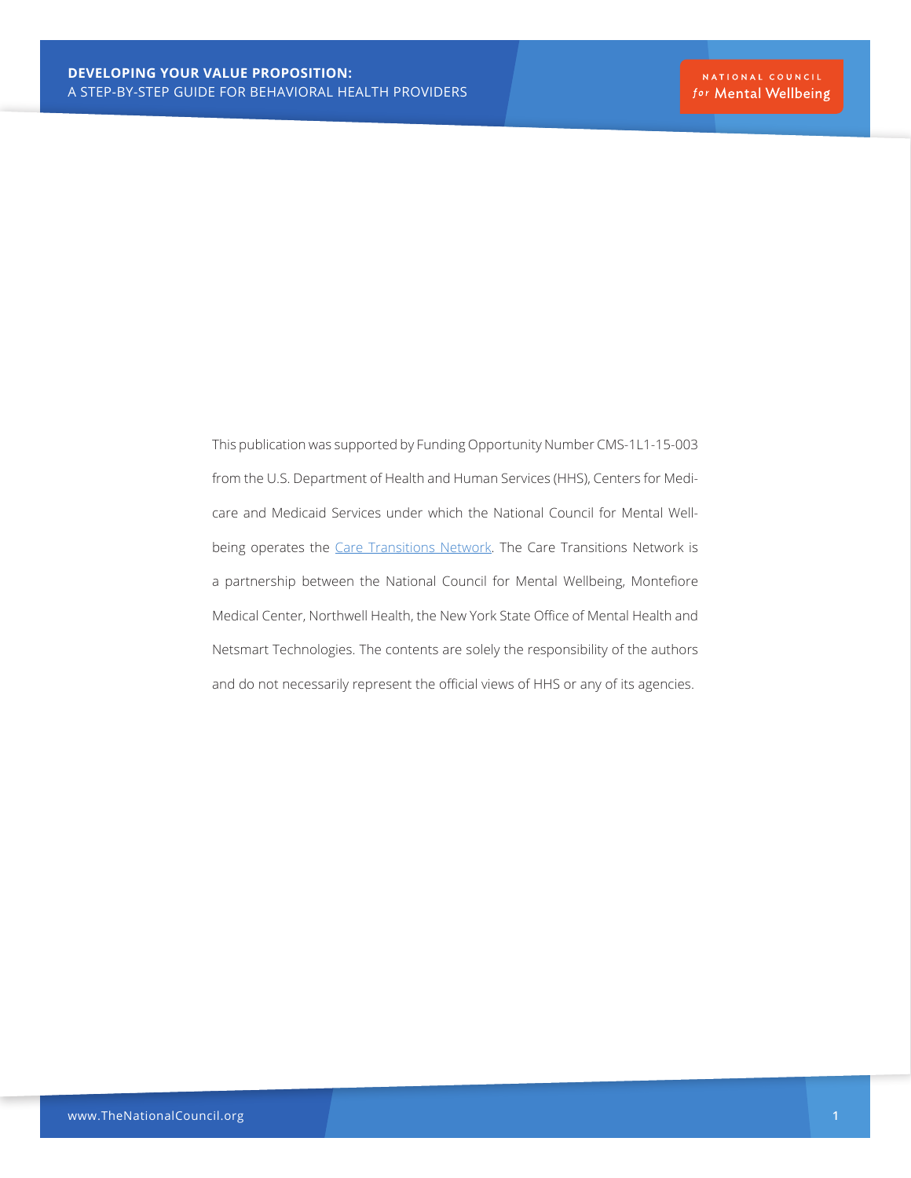This publication was supported by Funding Opportunity Number CMS-1L1-15-003 from the U.S. Department of Health and Human Services (HHS), Centers for Medicare and Medicaid Services under which the National Council for Mental Wellbeing operates the Care Transitions Network. The Care Transitions Network is a partnership between the National Council for Mental Wellbeing, Montefiore Medical Center, Northwell Health, the New York State Office of Mental Health and Netsmart Technologies. The contents are solely the responsibility of the authors and do not necessarily represent the official views of HHS or any of its agencies.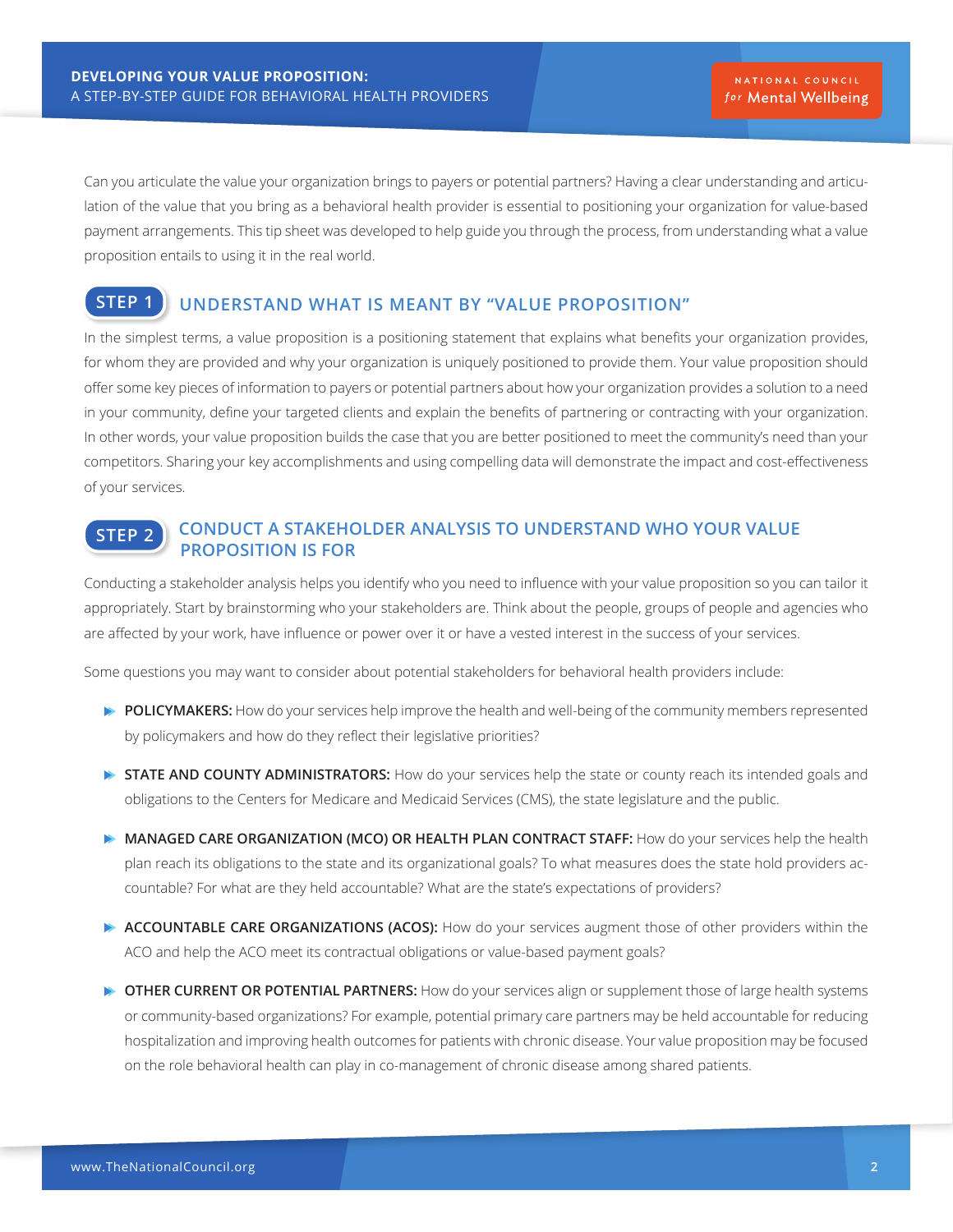Can you articulate the value your organization brings to payers or potential partners? Having a clear understanding and articulation of the value that you bring as a behavioral health provider is essential to positioning your organization for value-based payment arrangements. This tip sheet was developed to help guide you through the process, from understanding what a value proposition entails to using it in the real world.

## STEP 1 UNDERSTAND WHAT IS MEANT BY "VALUE PROPOSITION"

In the simplest terms, a value proposition is a positioning statement that explains what benefits your organization provides, for whom they are provided and why your organization is uniquely positioned to provide them. Your value proposition should offer some key pieces of information to payers or potential partners about how your organization provides a solution to a need in your community, define your targeted clients and explain the benefits of partnering or contracting with your organization. In other words, your value proposition builds the case that you are better positioned to meet the community's need than your competitors. Sharing your key accomplishments and using compelling data will demonstrate the impact and cost-effectiveness of your services.

## STEP 2 CONDUCT A STAKEHOLDER ANALYSIS TO UNDERSTAND WHO YOUR VALUE PROPOSITION IS FOR

Conducting a stakeholder analysis helps you identify who you need to influence with your value proposition so you can tailor it appropriately. Start by brainstorming who your stakeholders are. Think about the people, groups of people and agencies who are affected by your work, have influence or power over it or have a vested interest in the success of your services.

Some questions you may want to consider about potential stakeholders for behavioral health providers include:

- **POLICYMAKERS:** How do your services help improve the health and well-being of the community members represented by policymakers and how do they reflect their legislative priorities?
- **STATE AND COUNTY ADMINISTRATORS:** How do your services help the state or county reach its intended goals and obligations to the Centers for Medicare and Medicaid Services (CMS), the state legislature and the public.
- **MANAGED CARE ORGANIZATION (MCO) OR HEALTH PLAN CONTRACT STAFF:** How do your services help the health plan reach its obligations to the state and its organizational goals? To what measures does the state hold providers accountable? For what are they held accountable? What are the state's expectations of providers?
- **ACCOUNTABLE CARE ORGANIZATIONS (ACOS):** How do your services augment those of other providers within the ACO and help the ACO meet its contractual obligations or value-based payment goals?
- **OTHER CURRENT OR POTENTIAL PARTNERS:** How do your services align or supplement those of large health systems or community-based organizations? For example, potential primary care partners may be held accountable for reducing hospitalization and improving health outcomes for patients with chronic disease. Your value proposition may be focused on the role behavioral health can play in co-management of chronic disease among shared patients.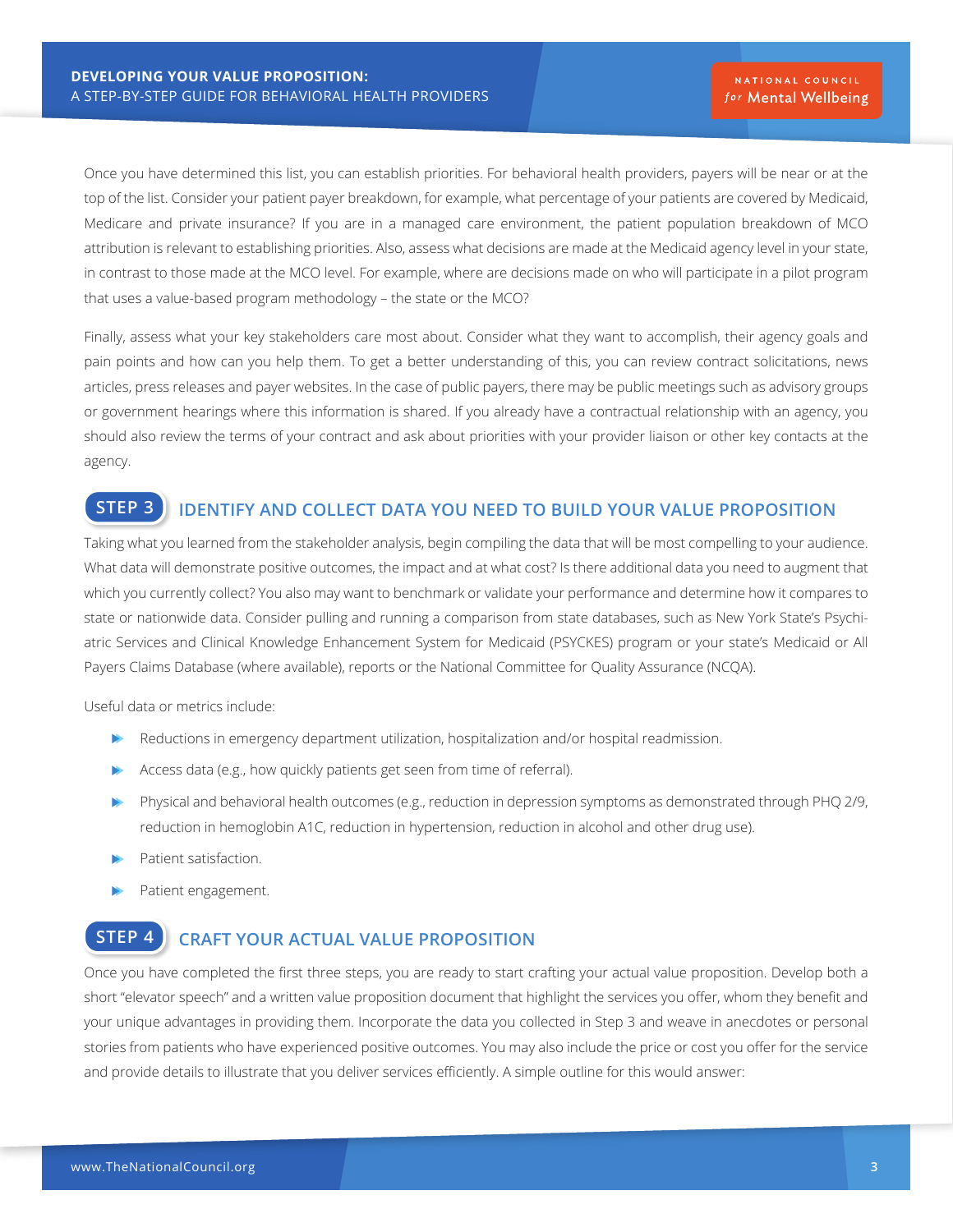Once you have determined this list, you can establish priorities. For behavioral health providers, payers will be near or at the top of the list. Consider your patient payer breakdown, for example, what percentage of your patients are covered by Medicaid, Medicare and private insurance? If you are in a managed care environment, the patient population breakdown of MCO attribution is relevant to establishing priorities. Also, assess what decisions are made at the Medicaid agency level in your state, in contrast to those made at the MCO level. For example, where are decisions made on who will participate in a pilot program that uses a value-based program methodology – the state or the MCO?

Finally, assess what your key stakeholders care most about. Consider what they want to accomplish, their agency goals and pain points and how can you help them. To get a better understanding of this, you can review contract solicitations, news articles, press releases and payer websites. In the case of public payers, there may be public meetings such as advisory groups or government hearings where this information is shared. If you already have a contractual relationship with an agency, you should also review the terms of your contract and ask about priorities with your provider liaison or other key contacts at the agency.

## STEP 3 IDENTIFY AND COLLECT DATA YOU NEED TO BUILD YOUR VALUE PROPOSITION

Taking what you learned from the stakeholder analysis, begin compiling the data that will be most compelling to your audience. What data will demonstrate positive outcomes, the impact and at what cost? Is there additional data you need to augment that which you currently collect? You also may want to benchmark or validate your performance and determine how it compares to state or nationwide data. Consider pulling and running a comparison from state databases, such as New York State's Psychiatric Services and Clinical Knowledge Enhancement System for Medicaid (PSYCKES) program or your state's Medicaid or All Payers Claims Database (where available), reports or the National Committee for Quality Assurance (NCQA).

Useful data or metrics include:

- Reductions in emergency department utilization, hospitalization and/or hospital readmission.
- Access data (e.g., how quickly patients get seen from time of referral).
- Physical and behavioral health outcomes (e.g., reduction in depression symptoms as demonstrated through PHQ 2/9, reduction in hemoglobin A1C, reduction in hypertension, reduction in alcohol and other drug use).
- Patient satisfaction.
- Patient engagement.

## STEP 4 CRAFT YOUR ACTUAL VALUE PROPOSITION

Once you have completed the first three steps, you are ready to start crafting your actual value proposition. Develop both a short "elevator speech" and a written value proposition document that highlight the services you offer, whom they benefit and your unique advantages in providing them. Incorporate the data you collected in Step 3 and weave in anecdotes or personal stories from patients who have experienced positive outcomes. You may also include the price or cost you offer for the service and provide details to illustrate that you deliver services efficiently. A simple outline for this would answer: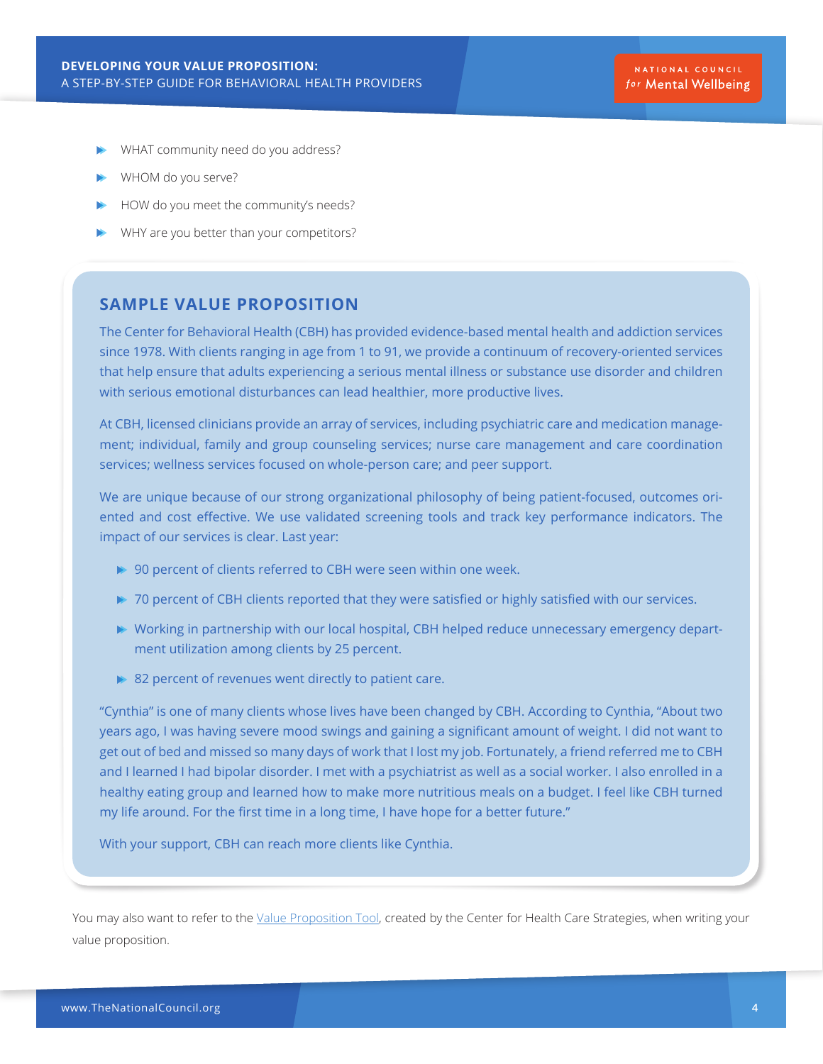- WHAT community need do you address?
- WHOM do you serve?
- HOW do you meet the community's needs?
- WHY are you better than your competitors?

## SAMPLE VALUE PROPOSITION

The Center for Behavioral Health (CBH) has provided evidence-based mental health and addiction services since 1978. With clients ranging in age from 1 to 91, we provide a continuum of recovery-oriented services that help ensure that adults experiencing a serious mental illness or substance use disorder and children with serious emotional disturbances can lead healthier, more productive lives.

At CBH, licensed clinicians provide an array of services, including psychiatric care and medication management; individual, family and group counseling services; nurse care management and care coordination services; wellness services focused on whole-person care; and peer support.

We are unique because of our strong organizational philosophy of being patient-focused, outcomes oriented and cost effective. We use validated screening tools and track key performance indicators. The impact of our services is clear. Last year:

- 90 percent of clients referred to CBH were seen within one week.
- 70 percent of CBH clients reported that they were satisfied or highly satisfied with our services.
- Working in partnership with our local hospital, CBH helped reduce unnecessary emergency department utilization among clients by 25 percent.
- 82 percent of revenues went directly to patient care.

"Cynthia" is one of many clients whose lives have been changed by CBH. According to Cynthia, "About two years ago, I was having severe mood swings and gaining a significant amount of weight. I did not want to get out of bed and missed so many days of work that I lost my job. Fortunately, a friend referred me to CBH and I learned I had bipolar disorder. I met with a psychiatrist as well as a social worker. I also enrolled in a healthy eating group and learned how to make more nutritious meals on a budget. I feel like CBH turned my life around. For the first time in a long time, I have hope for a better future."

With your support, CBH can reach more clients like Cynthia.

You may also want to refer to the Value Proposition Tool, created by the Center for Health Care Strategies, when writing your value proposition.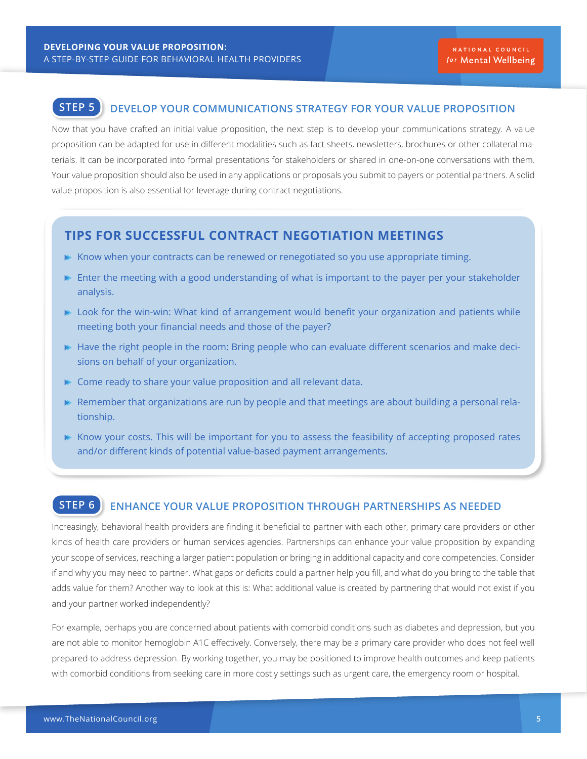## STEP 5 DEVELOP YOUR COMMUNICATIONS STRATEGY FOR YOUR VALUE PROPOSITION

Now that you have crafted an initial value proposition, the next step is to develop your communications strategy. A value proposition can be adapted for use in different modalities such as fact sheets, newsletters, brochures or other collateral materials. It can be incorporated into formal presentations for stakeholders or shared in one-on-one conversations with them. Your value proposition should also be used in any applications or proposals you submit to payers or potential partners. A solid value proposition is also essential for leverage during contract negotiations.

### TIPS FOR SUCCESSFUL CONTRACT NEGOTIATION MEETINGS

- Know when your contracts can be renewed or renegotiated so you use appropriate timing.
- Enter the meeting with a good understanding of what is important to the payer per your stakeholder analysis.
- Look for the win-win: What kind of arrangement would benefit your organization and patients while meeting both your financial needs and those of the payer?
- Have the right people in the room: Bring people who can evaluate different scenarios and make decisions on behalf of your organization.
- Come ready to share your value proposition and all relevant data.
- Remember that organizations are run by people and that meetings are about building a personal relationship.
- Know your costs. This will be important for you to assess the feasibility of accepting proposed rates and/or different kinds of potential value-based payment arrangements.

## STEP 6 ENHANCE YOUR VALUE PROPOSITION THROUGH PARTNERSHIPS AS NEEDED

Increasingly, behavioral health providers are finding it beneficial to partner with each other, primary care providers or other kinds of health care providers or human services agencies. Partnerships can enhance your value proposition by expanding your scope of services, reaching a larger patient population or bringing in additional capacity and core competencies. Consider if and why you may need to partner. What gaps or deficits could a partner help you fill, and what do you bring to the table that adds value for them? Another way to look at this is: What additional value is created by partnering that would not exist if you and your partner worked independently?

For example, perhaps you are concerned about patients with comorbid conditions such as diabetes and depression, but you are not able to monitor hemoglobin A1C effectively. Conversely, there may be a primary care provider who does not feel well prepared to address depression. By working together, you may be positioned to improve health outcomes and keep patients with comorbid conditions from seeking care in more costly settings such as urgent care, the emergency room or hospital.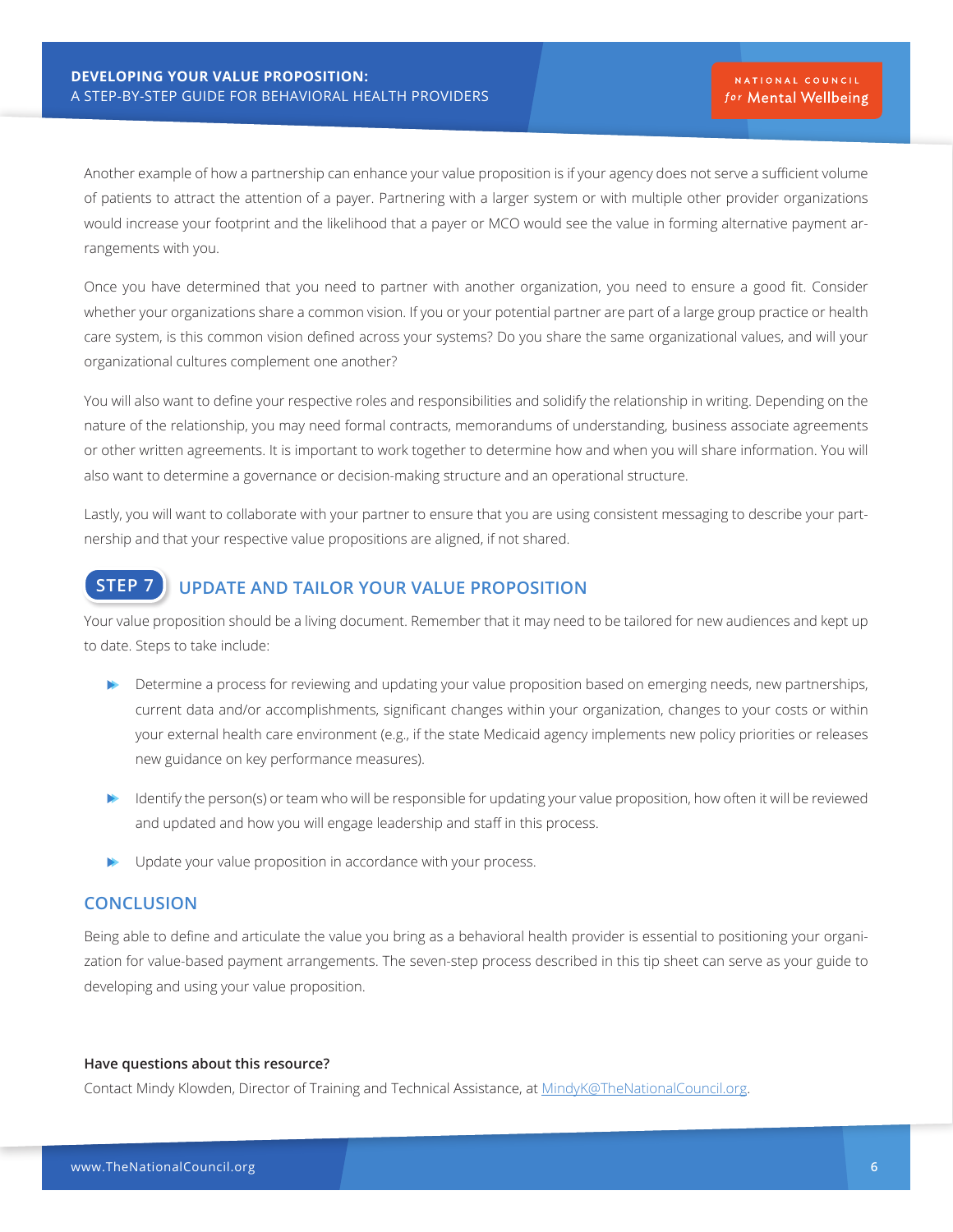Another example of how a partnership can enhance your value proposition is if your agency does not serve a sufficient volume of patients to attract the attention of a payer. Partnering with a larger system or with multiple other provider organizations would increase your footprint and the likelihood that a payer or MCO would see the value in forming alternative payment arrangements with you.

Once you have determined that you need to partner with another organization, you need to ensure a good fit. Consider whether your organizations share a common vision. If you or your potential partner are part of a large group practice or health care system, is this common vision defined across your systems? Do you share the same organizational values, and will your organizational cultures complement one another?

You will also want to define your respective roles and responsibilities and solidify the relationship in writing. Depending on the nature of the relationship, you may need formal contracts, memorandums of understanding, business associate agreements or other written agreements. It is important to work together to determine how and when you will share information. You will also want to determine a governance or decision-making structure and an operational structure.

Lastly, you will want to collaborate with your partner to ensure that you are using consistent messaging to describe your partnership and that your respective value propositions are aligned, if not shared.

## STEP 7 UPDATE AND TAILOR YOUR VALUE PROPOSITION

Your value proposition should be a living document. Remember that it may need to be tailored for new audiences and kept up to date. Steps to take include:

- Determine a process for reviewing and updating your value proposition based on emerging needs, new partnerships, current data and/or accomplishments, significant changes within your organization, changes to your costs or within your external health care environment (e.g., if the state Medicaid agency implements new policy priorities or releases new guidance on key performance measures).
- Identify the person(s) or team who will be responsible for updating your value proposition, how often it will be reviewed and updated and how you will engage leadership and staff in this process.
- Update your value proposition in accordance with your process.

## CONCLUSION

Being able to define and articulate the value you bring as a behavioral health provider is essential to positioning your organization for value-based payment arrangements. The seven-step process described in this tip sheet can serve as your guide to developing and using your value proposition.

**Have questions about this resource?**

Contact Mindy Klowden, Director of Training and Technical Assistance, at [MindyK@TheNationalCouncil.org](mailto:MindyK@TheNationalCouncil.org).